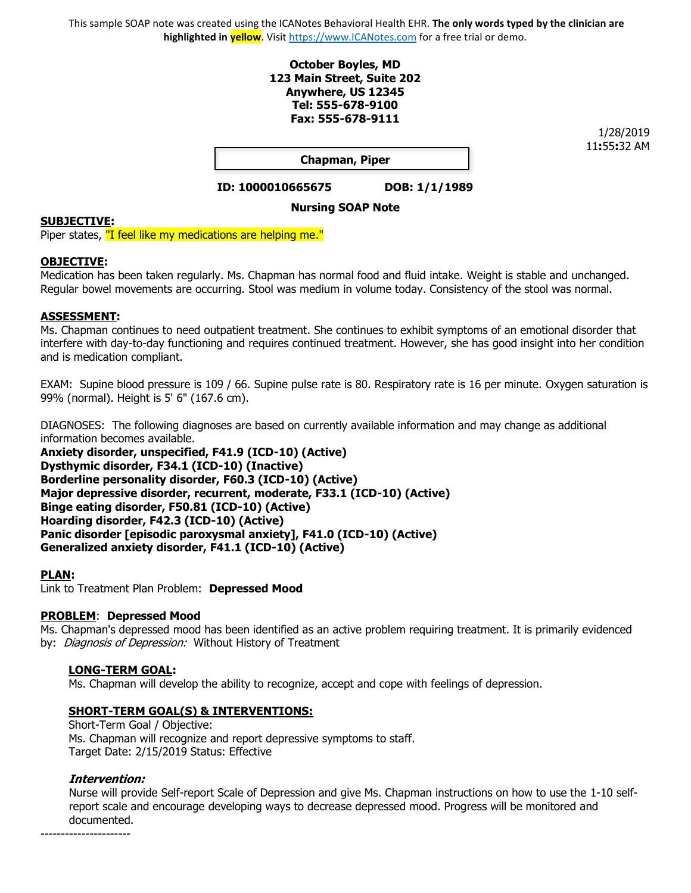This sample SOAP note was created using the ICANotes Behavioral Health EHR. **The only words typed by the clinician are highlighted in yellow**. Visit https://www.ICANotes.com for a free trial or demo.

**October Boyles, MD**
**123 Main Street, Suite 202**
**Anywhere, US 12345**
**Tel: 555-678-9100**
**Fax: 555-678-9111**

1/28/2019
11:55:32 AM

**Chapman, Piper**

**ID: 1000010665675** **DOB: 1/1/1989**

**Nursing SOAP Note**

**SUBJECTIVE:**
Piper states, "I feel like my medications are helping me."

**OBJECTIVE:**
Medication has been taken regularly. Ms. Chapman has normal food and fluid intake. Weight is stable and unchanged. Regular bowel movements are occurring. Stool was medium in volume today. Consistency of the stool was normal.

**ASSESSMENT:**
Ms. Chapman continues to need outpatient treatment. She continues to exhibit symptoms of an emotional disorder that interfere with day-to-day functioning and requires continued treatment. However, she has good insight into her condition and is medication compliant.

EXAM: Supine blood pressure is 109 / 66. Supine pulse rate is 80. Respiratory rate is 16 per minute. Oxygen saturation is 99% (normal). Height is 5' 6" (167.6 cm).

DIAGNOSES: The following diagnoses are based on currently available information and may change as additional information becomes available.
**Anxiety disorder, unspecified, F41.9 (ICD-10) (Active)**
**Dysthymic disorder, F34.1 (ICD-10) (Inactive)**
**Borderline personality disorder, F60.3 (ICD-10) (Active)**
**Major depressive disorder, recurrent, moderate, F33.1 (ICD-10) (Active)**
**Binge eating disorder, F50.81 (ICD-10) (Active)**
**Hoarding disorder, F42.3 (ICD-10) (Active)**
**Panic disorder [episodic paroxysmal anxiety], F41.0 (ICD-10) (Active)**
**Generalized anxiety disorder, F41.1 (ICD-10) (Active)**

**PLAN:**
Link to Treatment Plan Problem: **Depressed Mood**

**PROBLEM**: **Depressed Mood**
Ms. Chapman's depressed mood has been identified as an active problem requiring treatment. It is primarily evidenced by: *Diagnosis of Depression:* Without History of Treatment

**LONG-TERM GOAL:**
Ms. Chapman will develop the ability to recognize, accept and cope with feelings of depression.

**SHORT-TERM GOAL(S) & INTERVENTIONS:**
Short-Term Goal / Objective:
Ms. Chapman will recognize and report depressive symptoms to staff.
Target Date: 2/15/2019 Status: Effective

***Intervention:***
Nurse will provide Self-report Scale of Depression and give Ms. Chapman instructions on how to use the 1-10 self-report scale and encourage developing ways to decrease depressed mood. Progress will be monitored and documented.

----------------------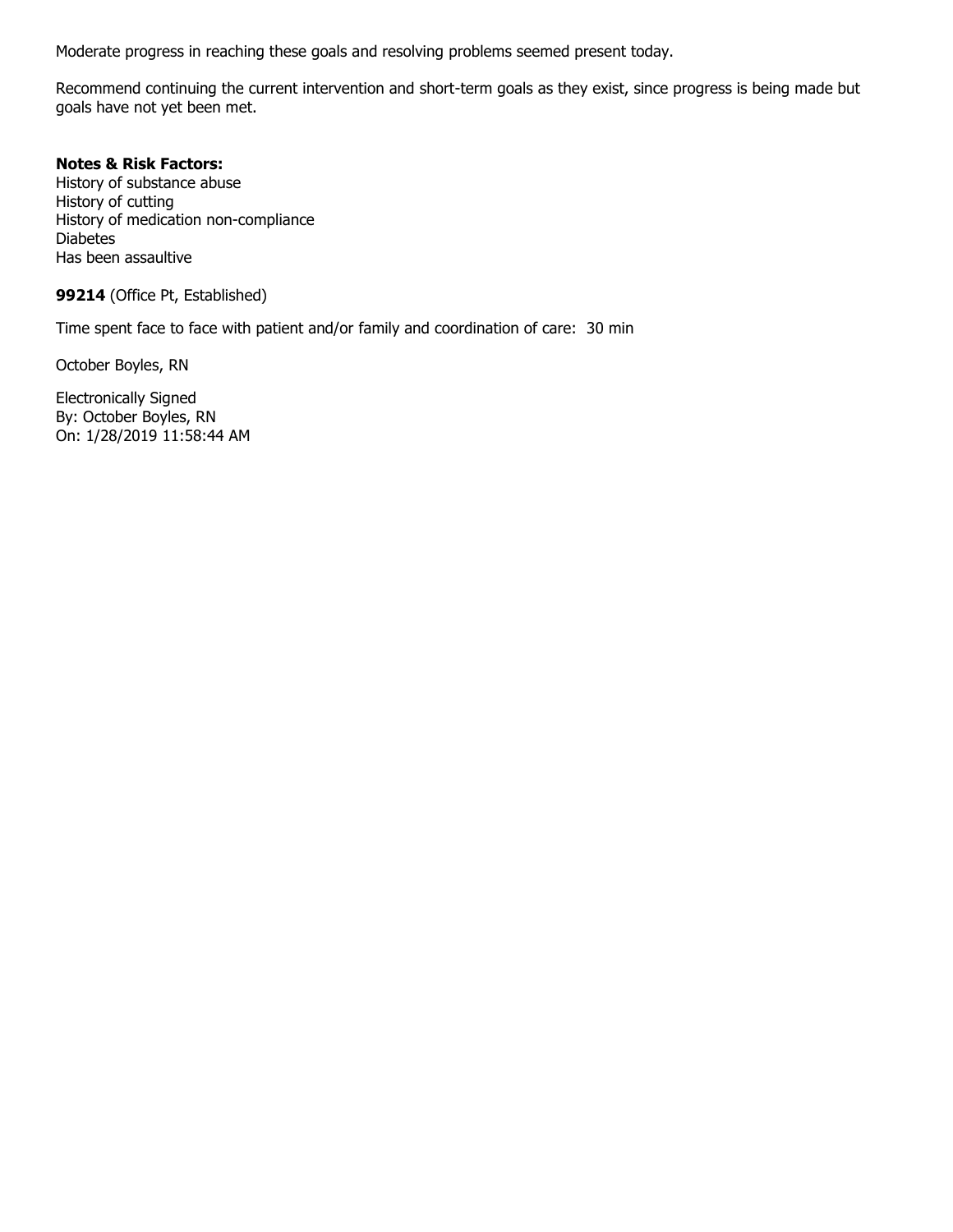Moderate progress in reaching these goals and resolving problems seemed present today.

Recommend continuing the current intervention and short-term goals as they exist, since progress is being made but goals have not yet been met.

**Notes & Risk Factors:**
History of substance abuse
History of cutting
History of medication non-compliance
Diabetes
Has been assaultive

**99214** (Office Pt, Established)

Time spent face to face with patient and/or family and coordination of care: 30 min

October Boyles, RN

Electronically Signed
By: October Boyles, RN
On: 1/28/2019 11:58:44 AM